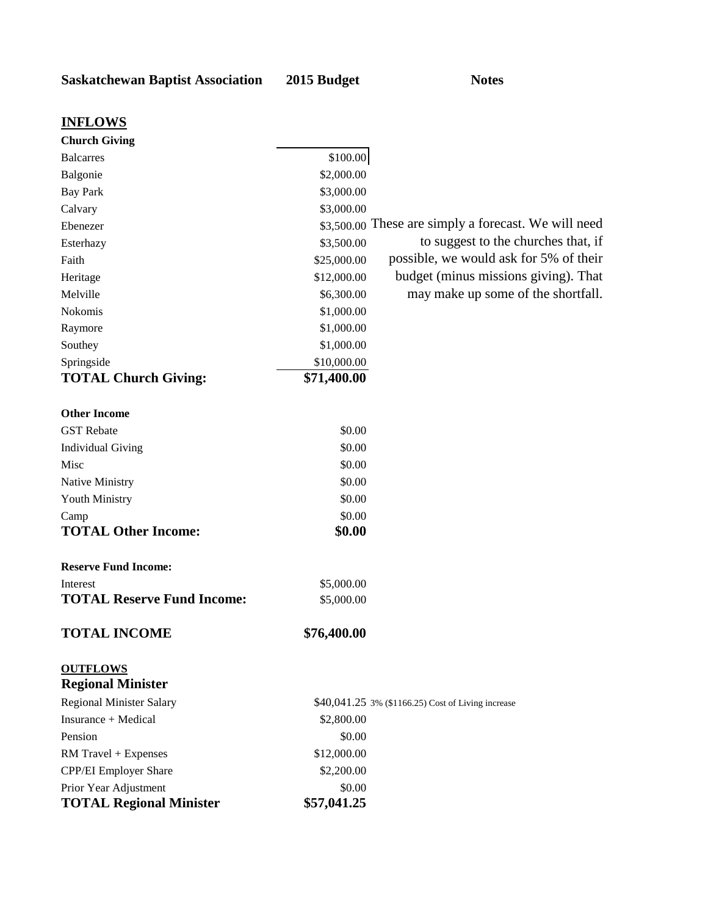| **Saskatchewan Baptist Association** | **2015 Budget** | **Notes** |
|---|---|---|
| **INFLOWS** | | |
| **Church Giving** | | |
| Balcarres | $100.00 | |
| Balgonie | $2,000.00 | |
| Bay Park | $3,000.00 | |
| Calvary | $3,000.00 | |
| Ebenezer | $3,500.00 | These are simply a forecast. We will need to suggest to the churches that, if possible, we would ask for 5% of their budget (minus missions giving). That may make up some of the shortfall. |
| Esterhazy | $3,500.00 | |
| Faith | $25,000.00 | |
| Heritage | $12,000.00 | |
| Melville | $6,300.00 | |
| Nokomis | $1,000.00 | |
| Raymore | $1,000.00 | |
| Southey | $1,000.00 | |
| Springside | $10,000.00 | |
| **TOTAL Church Giving:** | **$71,400.00** | |
| **Other Income** | | |
| GST Rebate | $0.00 | |
| Individual Giving | $0.00 | |
| Misc | $0.00 | |
| Native Ministry | $0.00 | |
| Youth Ministry | $0.00 | |
| Camp | $0.00 | |
| **TOTAL Other Income:** | **$0.00** | |
| **Reserve Fund Income:** | | |
| Interest | $5,000.00 | |
| **TOTAL Reserve Fund Income:** | $5,000.00 | |
| **TOTAL INCOME** | **$76,400.00** | |
| **OUTFLOWS** | | |
| **Regional Minister** | | |
| Regional Minister Salary | $40,041.25 | 3% ($1166.25) Cost of Living increase |
| Insurance + Medical | $2,800.00 | |
| Pension | $0.00 | |
| RM Travel + Expenses | $12,000.00 | |
| CPP/EI Employer Share | $2,200.00 | |
| Prior Year Adjustment | $0.00 | |
| **TOTAL Regional Minister** | **$57,041.25** | |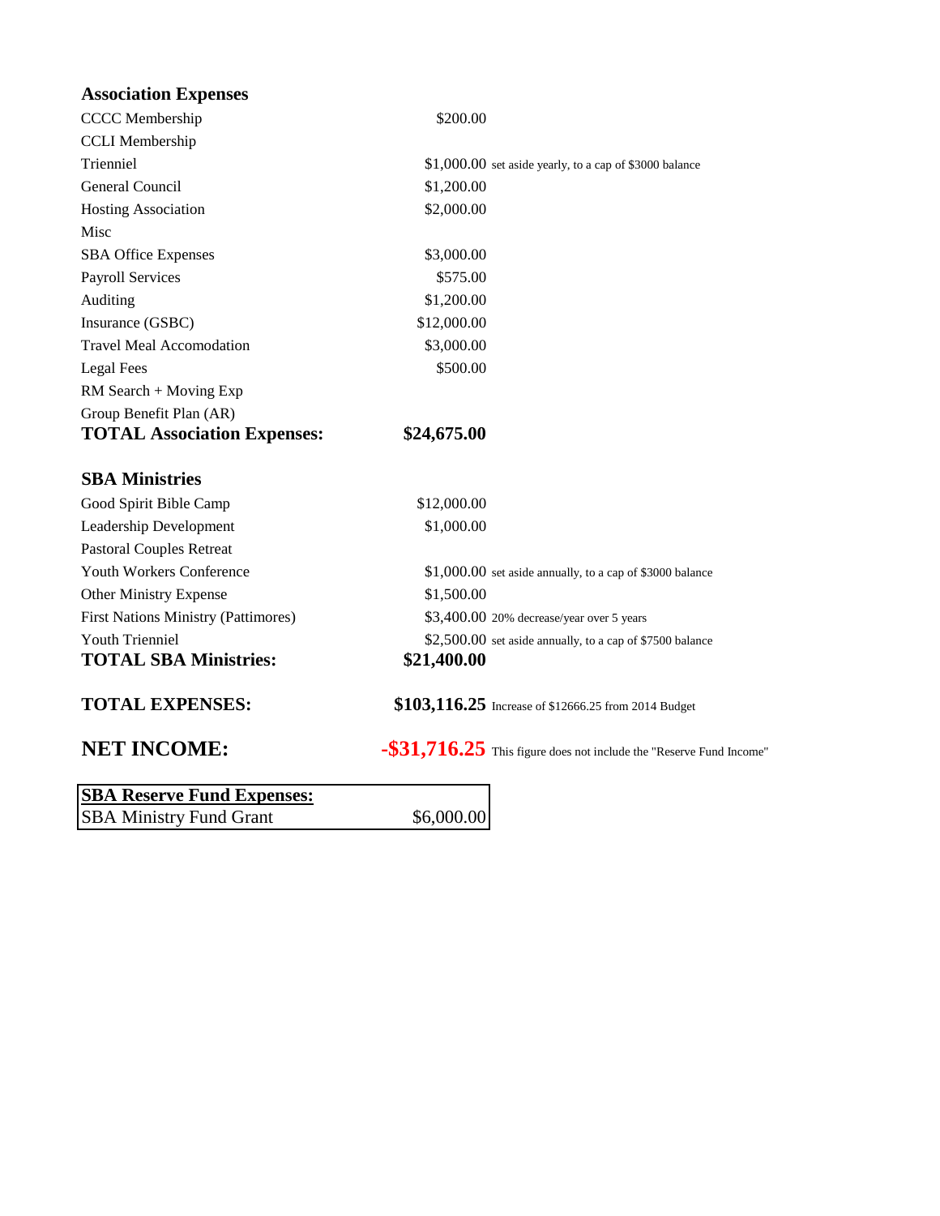| **Association Expenses** | | |
|---|---|---|
| CCCC Membership | $200.00 | |
| CCLI Membership | | |
| Trienniel | $1,000.00 | set aside yearly, to a cap of $3000 balance |
| General Council | $1,200.00 | |
| Hosting Association | $2,000.00 | |
| Misc | | |
| SBA Office Expenses | $3,000.00 | |
| Payroll Services | $575.00 | |
| Auditing | $1,200.00 | |
| Insurance (GSBC) | $12,000.00 | |
| Travel Meal Accomodation | $3,000.00 | |
| Legal Fees | $500.00 | |
| RM Search + Moving Exp | | |
| Group Benefit Plan (AR) | | |
| **TOTAL Association Expenses:** | **$24,675.00** | |

| **SBA Ministries** | | |
|---|---|---|
| Good Spirit Bible Camp | $12,000.00 | |
| Leadership Development | $1,000.00 | |
| Pastoral Couples Retreat | | |
| Youth Workers Conference | $1,000.00 | set aside annually, to a cap of $3000 balance |
| Other Ministry Expense | $1,500.00 | |
| First Nations Ministry (Pattimores) | $3,400.00 | 20% decrease/year over 5 years |
| Youth Trienniel | $2,500.00 | set aside annually, to a cap of $7500 balance |
| **TOTAL SBA Ministries:** | **$21,400.00** | |

| | | |
|---|---|---|
| **TOTAL EXPENSES:** | **$103,116.25** | Increase of $12666.25 from 2014 Budget |
| **NET INCOME:** | **-$31,716.25** | This figure does not include the "Reserve Fund Income" |

| **SBA Reserve Fund Expenses:** | |
|---|---|
| SBA Ministry Fund Grant | $6,000.00 |